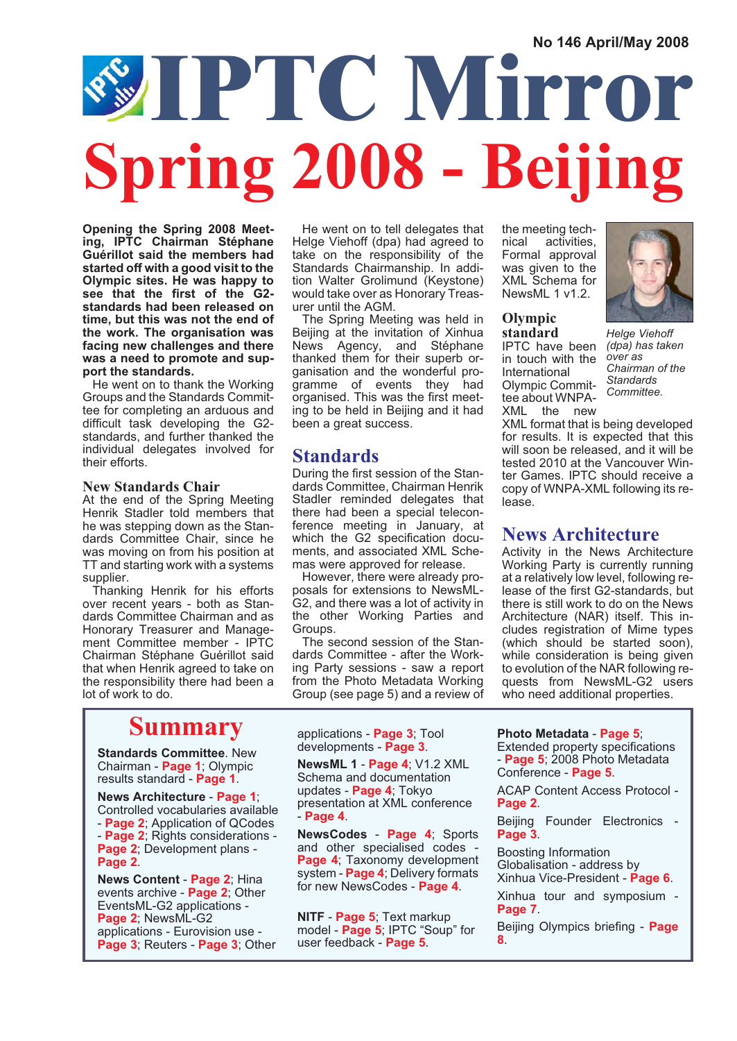No 146 April/May 2008

# IPTC Mirror

# Spring 2008 - Beijing

**Opening the Spring 2008 Meeting, IPTC Chairman Stéphane Guérillot said the members had started off with a good visit to the Olympic sites. He was happy to see that the first of the G2-standards had been released on time, but this was not the end of the work. The organisation was facing new challenges and there was a need to promote and support the standards.**

He went on to thank the Working Groups and the Standards Committee for completing an arduous and difficult task developing the G2-standards, and further thanked the individual delegates involved for their efforts.

### New Standards Chair

At the end of the Spring Meeting Henrik Stadler told members that he was stepping down as the Standards Committee Chair, since he was moving on from his position at TT and starting work with a systems supplier.

Thanking Henrik for his efforts over recent years - both as Standards Committee Chairman and as Honorary Treasurer and Management Committee member - IPTC Chairman Stéphane Guérillot said that when Henrik agreed to take on the responsibility there had been a lot of work to do.

He went on to tell delegates that Helge Viehoff (dpa) had agreed to take on the responsibility of the Standards Chairmanship. In addition Walter Grolimund (Keystone) would take over as Honorary Treasurer until the AGM.

The Spring Meeting was held in Beijing at the invitation of Xinhua News Agency, and Stéphane thanked them for their superb organisation and the wonderful programme of events they had organised. This was the first meeting to be held in Beijing and it had been a great success.

## Standards

During the first session of the Standards Committee, Chairman Henrik Stadler reminded delegates that there had been a special teleconference meeting in January, at which the G2 specification documents, and associated XML Schemas were approved for release.

However, there were already proposals for extensions to NewsML-G2, and there was a lot of activity in the other Working Parties and Groups.

The second session of the Standards Committee - after the Working Party sessions - saw a report from the Photo Metadata Working Group (see page 5) and a review of the meeting technical activities. Formal approval was given to the XML Schema for NewsML 1 v1.2.

*Helge Viehoff (dpa) has taken over as Chairman of the Standards Committee.*

### Olympic standard

IPTC have been in touch with the International Olympic Committee about WNPA-XML the new XML format that is being developed for results. It is expected that this will soon be released, and it will be tested 2010 at the Vancouver Winter Games. IPTC should receive a copy of WNPA-XML following its release.

## News Architecture

Activity in the News Architecture Working Party is currently running at a relatively low level, following release of the first G2-standards, but there is still work to do on the News Architecture (NAR) itself. This includes registration of Mime types (which should be started soon), while consideration is being given to evolution of the NAR following requests from NewsML-G2 users who need additional properties.

## Summary

**Standards Committee**. New Chairman - **Page 1**; Olympic results standard - **Page 1**.

**News Architecture** - **Page 1**; Controlled vocabularies available - **Page 2**; Application of QCodes - **Page 2**; Rights considerations - **Page 2**; Development plans - **Page 2**.

**News Content** - **Page 2**; Hina events archive - **Page 2**; Other EventsML-G2 applications - **Page 2**; NewsML-G2 applications - Eurovision use - **Page 3**; Reuters - **Page 3**; Other applications - **Page 3**; Tool developments - **Page 3**.

**NewsML 1** - **Page 4**; V1.2 XML Schema and documentation updates - **Page 4**; Tokyo presentation at XML conference - **Page 4**.

**NewsCodes** - **Page 4**; Sports and other specialised codes - **Page 4**; Taxonomy development system - **Page 4**; Delivery formats for new NewsCodes - **Page 4**.

**NITF** - **Page 5**; Text markup model - **Page 5**; IPTC "Soup" for user feedback - **Page 5**.

**Photo Metadata** - **Page 5**; Extended property specifications - **Page 5**; 2008 Photo Metadata Conference - **Page 5**.

ACAP Content Access Protocol - **Page 2**.

Beijing Founder Electronics - **Page 3**.

Boosting Information Globalisation - address by Xinhua Vice-President - **Page 6**.

Xinhua tour and symposium - **Page 7**.

Beijing Olympics briefing - **Page 8**.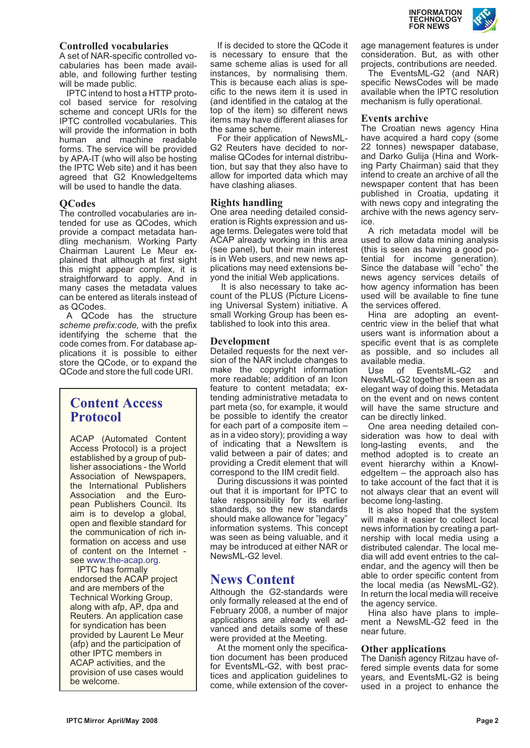## Controlled vocabularies

A set of NAR-specific controlled vocabularies has been made available, and following further testing will be made public.

IPTC intend to host a HTTP protocol based service for resolving scheme and concept URIs for the IPTC controlled vocabularies. This will provide the information in both human and machine readable forms. The service will be provided by APA-IT (who will also be hosting the IPTC Web site) and it has been agreed that G2 KnowledgeItems will be used to handle the data.

## QCodes

The controlled vocabularies are intended for use as QCodes, which provide a compact metadata handling mechanism. Working Party Chairman Laurent Le Meur explained that although at first sight this might appear complex, it is straightforward to apply. And in many cases the metadata values can be entered as literals instead of as QCodes.

A QCode has the structure *scheme prefix:code,* with the prefix identifying the scheme that the code comes from. For database applications it is possible to either store the QCode, or to expand the QCode and store the full code URI.

If is decided to store the QCode it is necessary to ensure that the same scheme alias is used for all instances, by normalising them. This is because each alias is specific to the news item it is used in (and identified in the catalog at the top of the item) so different news items may have different aliases for the same scheme.

For their application of NewsML-G2 Reuters have decided to normalise QCodes for internal distribution, but say that they also have to allow for imported data which may have clashing aliases.

> ## Content Access Protocol
>
> ACAP (Automated Content Access Protocol) is a project established by a group of publisher associations - the World Association of Newspapers, the International Publishers Association and the European Publishers Council. Its aim is to develop a global, open and flexible standard for the communication of rich information on access and use of content on the Internet - see www.the-acap.org.
>
> IPTC has formally endorsed the ACAP project and are members of the Technical Working Group, along with afp, AP, dpa and Reuters. An application case for syndication has been provided by Laurent Le Meur (afp) and the participation of other IPTC members in ACAP activities, and the provision of use cases would be welcome.

## Rights handling

One area needing detailed consideration is Rights expression and usage terms. Delegates were told that ACAP already working in this area (see panel), but their main interest is in Web users, and new news applications may need extensions beyond the initial Web applications.

It is also necessary to take account of the PLUS (Picture Licensing Universal System) initiative. A small Working Group has been established to look into this area.

## Development

Detailed requests for the next version of the NAR include changes to make the copyright information more readable; addition of an Icon feature to content metadata; extending administrative metadata to part meta (so, for example, it would be possible to identify the creator for each part of a composite item – as in a video story); providing a way of indicating that a NewsItem is valid between a pair of dates; and providing a Credit element that will correspond to the IIM credit field.

During discussions it was pointed out that it is important for IPTC to take responsibility for its earlier standards, so the new standards should make allowance for "legacy" information systems. This concept was seen as being valuable, and it may be introduced at either NAR or NewsML-G2 level.

# News Content

Although the G2-standards were only formally released at the end of February 2008, a number of major applications are already well advanced and details some of these were provided at the Meeting.

At the moment only the specification document has been produced for EventsML-G2, with best practices and application guidelines to come, while extension of the coverage management features is under consideration. But, as with other projects, contributions are needed.

The EventsML-G2 (and NAR) specific NewsCodes will be made available when the IPTC resolution mechanism is fully operational.

## Events archive

The Croatian news agency Hina have acquired a hard copy (some 22 tonnes) newspaper database, and Darko Gulija (Hina and Working Party Chairman) said that they intend to create an archive of all the newspaper content that has been published in Croatia, updating it with news copy and integrating the archive with the news agency service.

A rich metadata model will be used to allow data mining analysis (this is seen as having a good potential for income generation). Since the database will "echo" the news agency services details of how agency information has been used will be available to fine tune the services offered.

Hina are adopting an event-centric view in the belief that what users want is information about a specific event that is as complete as possible, and so includes all available media.

Use of EventsML-G2 and NewsML-G2 together is seen as an elegant way of doing this. Metadata on the event and on news content will have the same structure and can be directly linked.

One area needing detailed consideration was how to deal with long-lasting events, and the method adopted is to create an event hierarchy within a KnowledgeItem – the approach also has to take account of the fact that it is not always clear that an event will become long-lasting.

It is also hoped that the system will make it easier to collect local news information by creating a partnership with local media using a distributed calendar. The local media will add event entries to the calendar, and the agency will then be able to order specific content from the local media (as NewsML-G2). In return the local media will receive the agency service.

Hina also have plans to implement a NewsML-G2 feed in the near future.

## Other applications

The Danish agency Ritzau have offered simple events data for some years, and EventsML-G2 is being used in a project to enhance the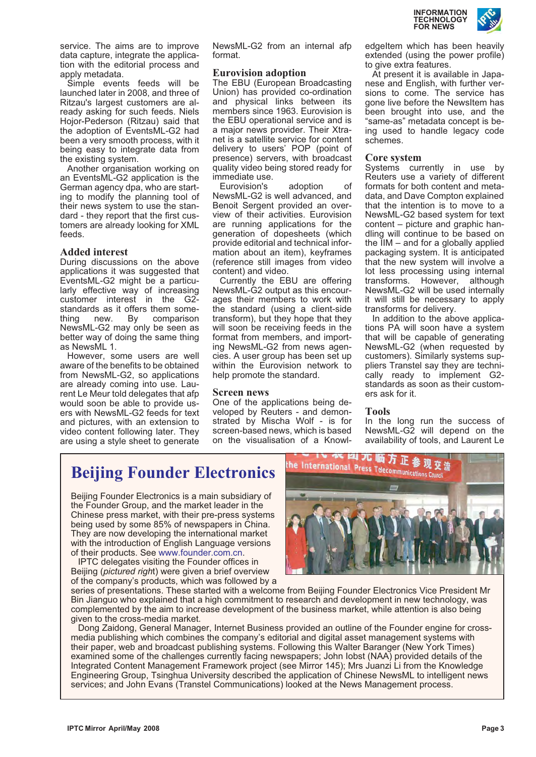service. The aims are to improve data capture, integrate the application with the editorial process and apply metadata.

Simple events feeds will be launched later in 2008, and three of Ritzau's largest customers are already asking for such feeds. Niels Hojor-Pederson (Ritzau) said that the adoption of EventsML-G2 had been a very smooth process, with it being easy to integrate data from the existing system.

Another organisation working on an EventsML-G2 application is the German agency dpa, who are starting to modify the planning tool of their news system to use the standard - they report that the first customers are already looking for XML feeds.

## Added interest

During discussions on the above applications it was suggested that EventsML-G2 might be a particularly effective way of increasing customer interest in the G2-standards as it offers them something new. By comparison NewsML-G2 may only be seen as better way of doing the same thing as NewsML 1.

However, some users are well aware of the benefits to be obtained from NewsML-G2, so applications are already coming into use. Laurent Le Meur told delegates that afp would soon be able to provide users with NewsML-G2 feeds for text and pictures, with an extension to video content following later. They are using a style sheet to generate NewsML-G2 from an internal afp format.

## Eurovision adoption

The EBU (European Broadcasting Union) has provided co-ordination and physical links between its members since 1963. Eurovision is the EBU operational service and is a major news provider. Their Xtranet is a satellite service for content delivery to users' POP (point of presence) servers, with broadcast quality video being stored ready for immediate use.

Eurovision's adoption of NewsML-G2 is well advanced, and Benoit Sergent provided an overview of their activities. Eurovision are running applications for the generation of dopesheets (which provide editorial and technical information about an item), keyframes (reference still images from video content) and video.

Currently the EBU are offering NewsML-G2 output as this encourages their members to work with the standard (using a client-side transform), but they hope that they will soon be receiving feeds in the format from members, and importing NewsML-G2 from news agencies. A user group has been set up within the Eurovision network to help promote the standard.

## Screen news

One of the applications being developed by Reuters - and demonstrated by Mischa Wolf - is for screen-based news, which is based on the visualisation of a KnowledgeItem which has been heavily extended (using the power profile) to give extra features.

At present it is available in Japanese and English, with further versions to come. The service has gone live before the NewsItem has been brought into use, and the "same-as" metadata concept is being used to handle legacy code schemes.

## Core system

Systems currently in use by Reuters use a variety of different formats for both content and metadata, and Dave Compton explained that the intention is to move to a NewsML-G2 based system for text content – picture and graphic handling will continue to be based on the IIM – and for a globally applied packaging system. It is anticipated that the new system will involve a lot less processing using internal transforms. However, although NewsML-G2 will be used internally it will still be necessary to apply client-side transforms for delivery.

In addition to the above applications PA will soon have a system that will be capable of generating NewsML-G2 (when requested by customers). Similarly systems suppliers Transtel say they are technically ready to implement G2-standards as soon as their customers ask for it.

## Tools

In the long run the success of NewsML-G2 will depend on the availability of tools, and Laurent Le

# Beijing Founder Electronics

Beijing Founder Electronics is a main subsidiary of the Founder Group, and the market leader in the Chinese press market, with their pre-press systems being used by some 85% of newspapers in China. They are now developing the international market with the introduction of English Language versions of their products. See www.founder.com.cn.

IPTC delegates visiting the Founder offices in Beijing (*pictured right*) were given a brief overview of the company's products, which was followed by a series of presentations. These started with a welcome from Beijing Founder Electronics Vice President Mr Bin Jianguo who explained that a high commitment to research and development in new technology, was complemented by the aim to increase development of the business market, while attention is also being given to the cross-media market.

Dong Zaidong, General Manager, Internet Business provided an outline of the Founder engine for cross-media publishing which combines the company's editorial and digital asset management systems with their paper, web and broadcast publishing systems. Following this Walter Baranger (New York Times) examined some of the challenges currently facing newspapers; John Iobst (NAA) provided details of the Integrated Content Management Framework project (see Mirror 145); Mrs Juanzi Li from the Knowledge Engineering Group, Tsinghua University described the application of Chinese NewsML to intelligent news services; and John Evans (Transtel Communications) looked at the News Management process.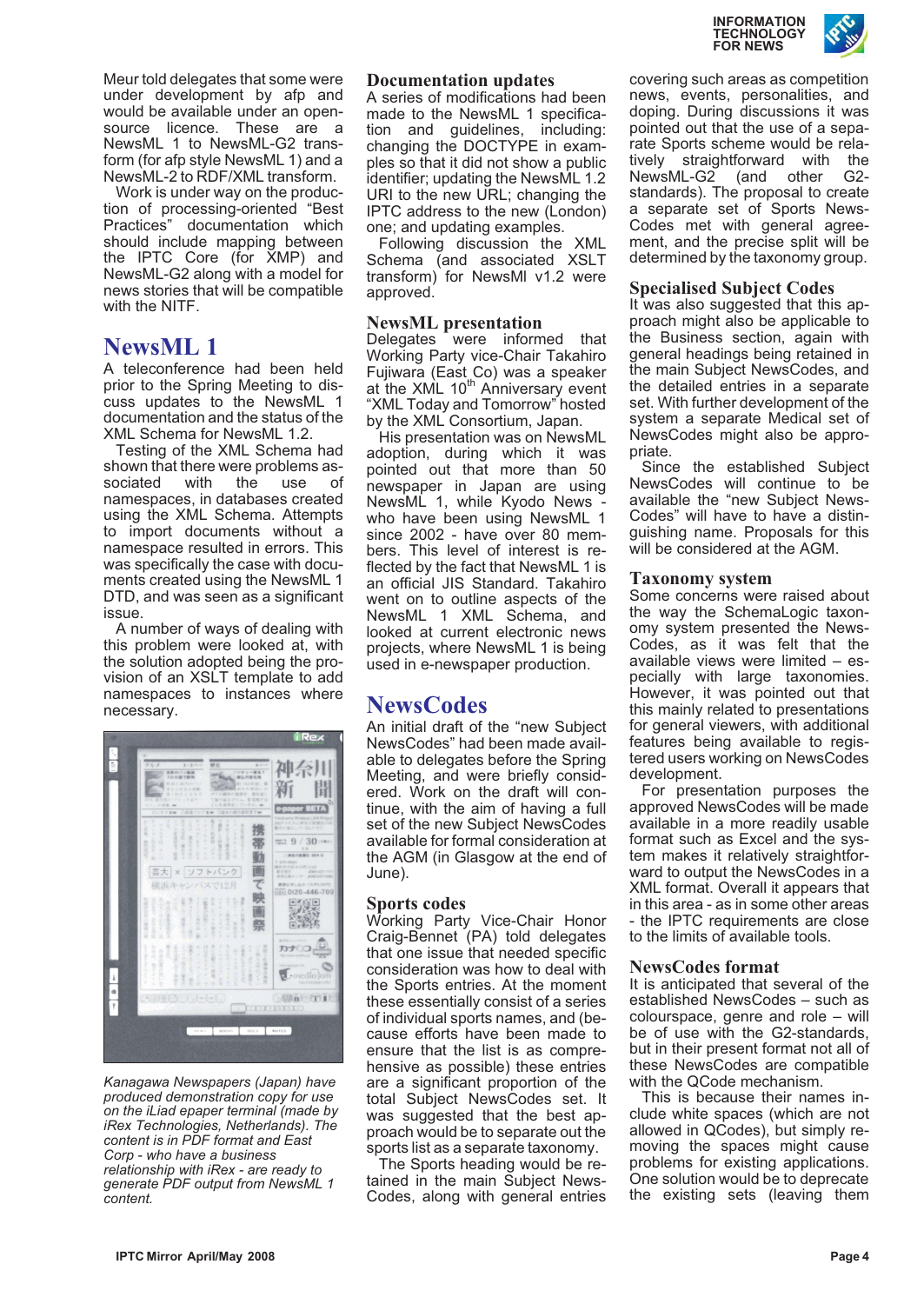Meur told delegates that some were under development by afp and would be available under an open-source licence. These are a NewsML 1 to NewsML-G2 transform (for afp style NewsML 1) and a NewsML-2 to RDF/XML transform.

Work is under way on the production of processing-oriented "Best Practices" documentation which should include mapping between the IPTC Core (for XMP) and NewsML-G2 along with a model for news stories that will be compatible with the NITF.

## NewsML 1

A teleconference had been held prior to the Spring Meeting to discuss updates to the NewsML 1 documentation and the status of the XML Schema for NewsML 1.2.

Testing of the XML Schema had shown that there were problems associated with the use of namespaces, in databases created using the XML Schema. Attempts to import documents without a namespace resulted in errors. This was specifically the case with documents created using the NewsML 1 DTD, and was seen as a significant issue.

A number of ways of dealing with this problem were looked at, with the solution adopted being the provision of an XSLT template to add namespaces to instances where necessary.

*Kanagawa Newspapers (Japan) have produced demonstration copy for use on the iLiad epaper terminal (made by iRex Technologies, Netherlands). The content is in PDF format and East Corp - who have a business relationship with iRex - are ready to generate PDF output from NewsML 1 content.*

### Documentation updates

A series of modifications had been made to the NewsML 1 specification and guidelines, including: changing the DOCTYPE in examples so that it did not show a public identifier; updating the NewsML 1.2 URI to the new URL; changing the IPTC address to the new (London) one; and updating examples.

Following discussion the XML Schema (and associated XSLT transform) for NewsMl v1.2 were approved.

### NewsML presentation

Delegates were informed that Working Party vice-Chair Takahiro Fujiwara (East Co) was a speaker at the XML 10[th] Anniversary event "XML Today and Tomorrow" hosted by the XML Consortium, Japan.

His presentation was on NewsML adoption, during which it was pointed out that more than 50 newspaper in Japan are using NewsML 1, while Kyodo News - who have been using NewsML 1 since 2002 - have over 80 members. This level of interest is reflected by the fact that NewsML 1.2 is an official JIS Standard. Takahiro went on to outline aspects of the NewsML 1 XML Schema, and looked at current electronic news projects, where NewsML 1 is being used in e-newspaper production.

## NewsCodes

An initial draft of the "new Subject NewsCodes" had been made available to delegates before the Spring Meeting, and were briefly considered. Work on the draft will continue, with the aim of having a full set of the new Subject NewsCodes available for formal consideration at the AGM (in Glasgow at the end of June).

### Sports codes

Working Party Vice-Chair Honor Craig-Bennet (PA) told delegates that one issue that needed specific consideration was how to deal with the Sports entries. At the moment these essentially consist of a series of individual sports names, and (because efforts have been made to ensure that the list is as comprehensive as possible) these entries are a significant proportion of the total Subject NewsCodes set. It was suggested that the best approach would be to separate out the sports list as a separate taxonomy.

The Sports heading would be retained in the main Subject NewsCodes, along with general entries covering such areas as competition news, events, personalities, and doping. During discussions it was pointed out that the use of a separate Sports scheme would be relatively straightforward with the NewsML-G2 (and other G2-standards). The proposal to create a separate set of Sports NewsCodes met with general agreement, and the precise split will be determined by the taxonomy group.

### Specialised Subject Codes

It was also suggested that this approach might also be applicable to the Business section, again with general headings being retained in the main Subject NewsCodes, and the detailed entries in a separate set. With further development of the system a separate Medical set of NewsCodes might also be appropriate.

Since the established Subject NewsCodes will continue to be available the "new Subject NewsCodes" will have to have a distinguishing name. Proposals for this will be considered at the AGM.

### Taxonomy system

Some concerns were raised about the way the SchemaLogic taxonomy system presented the NewsCodes, as it was felt that the available views were limited – especially with large taxonomies. However, it was pointed out that this mainly related to presentations for general viewers, with additional features being available to registered users working on NewsCodes development.

For presentation purposes the approved NewsCodes will be made available in a more readily usable format such as Excel and the system makes it relatively straightforward to output the NewsCodes in a XML format. Overall it appears that in this area - as in some other areas - the IPTC requirements are close to the limits of available tools.

### NewsCodes format

It is anticipated that several of the established NewsCodes – such as colourspace, genre and role – will be of use with the G2-standards, but in their present format not all of these NewsCodes are compatible with the QCode mechanism.

This is because their names include white spaces (which are not allowed in QCodes), but simply removing the spaces might cause problems for existing applications. One solution would be to deprecate the existing sets (leaving them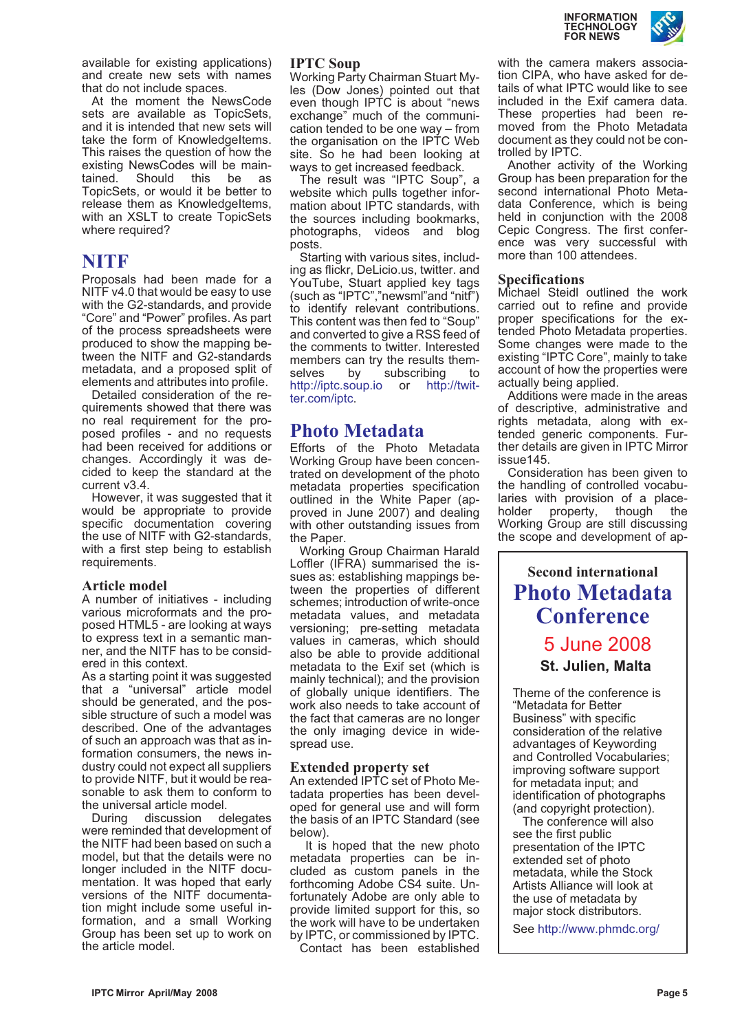available for existing applications) and create new sets with names that do not include spaces.

At the moment the NewsCode sets are available as TopicSets, and it is intended that new sets will take the form of KnowledgeItems. This raises the question of how the existing NewsCodes will be maintained. Should this be as TopicSets, or would it be better to release them as KnowledgeItems, with an XSLT to create TopicSets where required?

## NITF

Proposals had been made for a NITF v4.0 that would be easy to use with the G2-standards, and provide "Core" and "Power" profiles. As part of the process spreadsheets were produced to show the mapping between the NITF and G2-standards metadata, and a proposed split of elements and attributes into profile.

Detailed consideration of the requirements showed that there was no real requirement for the proposed profiles - and no requests had been received for additions or changes. Accordingly it was decided to keep the standard at the current v3.4.

However, it was suggested that it would be appropriate to provide specific documentation covering the use of NITF with G2-standards, with a first step being to establish requirements.

### Article model

A number of initiatives - including various microformats and the proposed HTML5 - are looking at ways to express text in a semantic manner, and the NITF has to be considered in this context.

As a starting point it was suggested that a "universal" article model should be generated, and the possible structure of such a model was described. One of the advantages of such an approach was that as information consumers, the news industry could not expect all suppliers to provide NITF, but it would be reasonable to ask them to conform to the universal article model.

During discussion delegates were reminded that development of the NITF had been based on such a model, but that the details were no longer included in the NITF documentation. It was hoped that early versions of the NITF documentation might include some useful information, and a small Working Group has been set up to work on the article model.

### IPTC Soup

Working Party Chairman Stuart Myles (Dow Jones) pointed out that even though IPTC is about "news exchange" much of the communication tended to be one way – from the organisation on the IPTC Web site. So he had been looking at ways to get increased feedback.

The result was "IPTC Soup", a website which pulls together information about IPTC standards, with the sources including bookmarks, photographs, videos and blog posts.

Starting with various sites, including as flickr, DeLicio.us, twitter. and YouTube, Stuart applied key tags (such as "IPTC","newsml"and "nitf") to identify relevant contributions. This content was then fed to "Soup" and converted to give a RSS feed of the comments to twitter. Interested members can try the results themselves by subscribing to http://iptc.soup.io or http://twitter.com/iptc.

## Photo Metadata

Efforts of the Photo Metadata Working Group have been concentrated on development of the photo metadata properties specification outlined in the White Paper (approved in June 2007) and dealing with other outstanding issues from the Paper.

Working Group Chairman Harald Loffler (IFRA) summarised the issues as: establishing mappings between the properties of different schemes; introduction of write-once metadata values, and metadata versioning; pre-setting metadata values in cameras, which should also be able to provide additional metadata to the Exif set (which is mainly technical); and the provision of globally unique identifiers. The work also needs to take account of the fact that cameras are no longer the only imaging device in widespread use.

### Extended property set

An extended IPTC set of Photo Metadata properties has been developed for general use and will form the basis of an IPTC Standard (see below).

It is hoped that the new photo metadata properties can be included as custom panels in the forthcoming Adobe CS4 suite. Unfortunately Adobe are only able to provide limited support for this, so the work will have to be undertaken by IPTC, or commissioned by IPTC.

Contact has been established with the camera makers association CIPA, who have asked for details of what IPTC would like to see included in the Exif camera data. These properties had been removed from the Photo Metadata document as they could not be controlled by IPTC.

Another activity of the Working Group has been preparation for the second international Photo Metadata Conference, which is being held in conjunction with the 2008 Cepic Congress. The first conference was very successful with more than 100 attendees.

### Specifications

Michael Steidl outlined the work carried out to refine and provide proper specifications for the extended Photo Metadata properties. Some changes were made to the existing "IPTC Core", mainly to take account of how the properties were actually being applied.

Additions were made in the areas of descriptive, administrative and rights metadata, along with extended generic components. Further details are given in IPTC Mirror issue145.

Consideration has been given to the handling of controlled vocabularies with provision of a placeholder property, though the Working Group are still discussing the scope and development of ap-

---

**Second international**

## Photo Metadata Conference

**5 June 2008**

**St. Julien, Malta**

Theme of the conference is "Metadata for Better Business" with specific consideration of the relative advantages of Keywording and Controlled Vocabularies; improving software support for metadata input; and identification of photographs (and copyright protection).

The conference will also see the first public presentation of the IPTC extended set of photo metadata, while the Stock Artists Alliance will look at the use of metadata by major stock distributors.

See http://www.phmdc.org/

---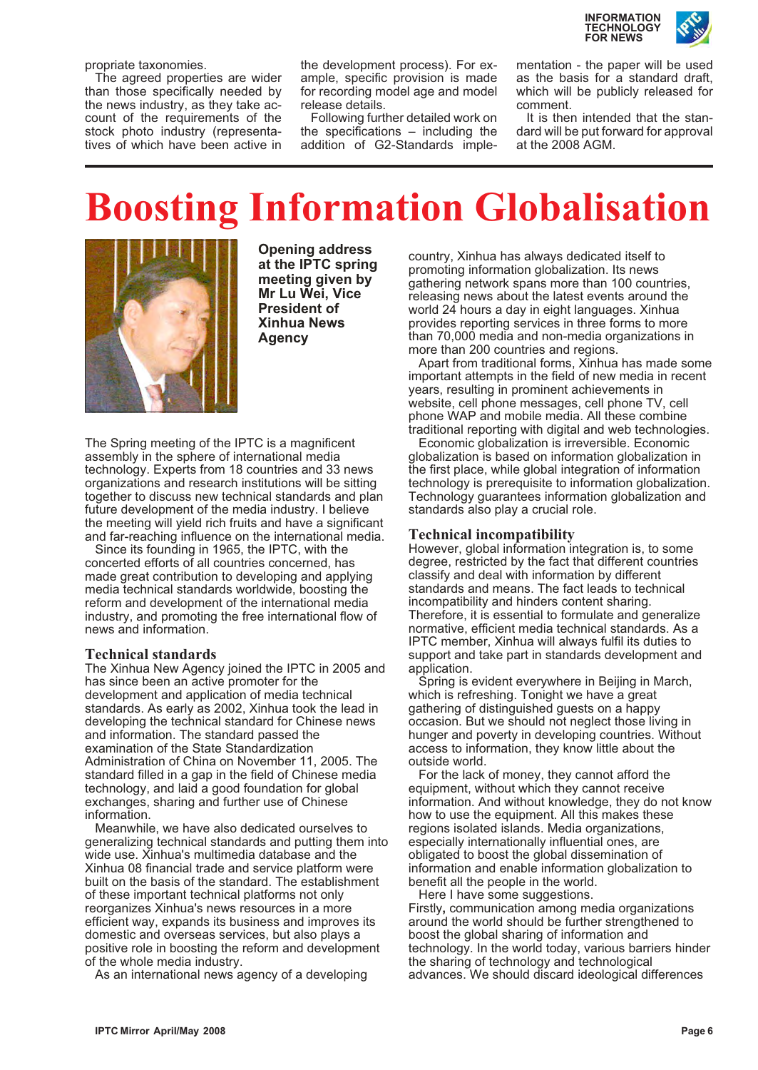propriate taxonomies.

The agreed properties are wider than those specifically needed by the news industry, as they take account of the requirements of the stock photo industry (representatives of which have been active in the development process). For example, specific provision is made for recording model age and model release details.

Following further detailed work on the specifications – including the addition of G2-Standards implementation - the paper will be used as the basis for a standard draft, which will be publicly released for comment.

It is then intended that the standard will be put forward for approval at the 2008 AGM.

# Boosting Information Globalisation

**Opening address at the IPTC spring meeting given by Mr Lu Wei, Vice President of Xinhua News Agency**

The Spring meeting of the IPTC is a magnificent assembly in the sphere of international media technology. Experts from 18 countries and 33 news organizations and research institutions will be sitting together to discuss new technical standards and plan future development of the media industry. I believe the meeting will yield rich fruits and have a significant and far-reaching influence on the international media.

Since its founding in 1965, the IPTC, with the concerted efforts of all countries concerned, has made great contribution to developing and applying media technical standards worldwide, boosting the reform and development of the international media industry, and promoting the free international flow of news and information.

## Technical standards

The Xinhua New Agency joined the IPTC in 2005 and has since been an active promoter for the development and application of media technical standards. As early as 2002, Xinhua took the lead in developing the technical standard for Chinese news and information. The standard passed the examination of the State Standardization Administration of China on November 11, 2005. The standard filled in a gap in the field of Chinese media technology, and laid a good foundation for global exchanges, sharing and further use of Chinese information.

Meanwhile, we have also dedicated ourselves to generalizing technical standards and putting them into wide use. Xinhua's multimedia database and the Xinhua 08 financial trade and service platform were built on the basis of the standard. The establishment of these important technical platforms not only reorganizes Xinhua's news resources in a more efficient way, expands its business and improves its domestic and overseas services, but also plays a positive role in boosting the reform and development of the whole media industry.

As an international news agency of a developing country, Xinhua has always dedicated itself to promoting information globalization. Its news gathering network spans more than 100 countries, releasing news about the latest events around the world 24 hours a day in eight languages. Xinhua provides reporting services in three forms to more than 70,000 media and non-media organizations in more than 200 countries and regions.

Apart from traditional forms, Xinhua has made some important attempts in the field of new media in recent years, resulting in prominent achievements in website, cell phone messages, cell phone TV, cell phone WAP and mobile media. All these combine traditional reporting with digital and web technologies.

Economic globalization is irreversible. Economic globalization is based on information globalization in the first place, while global integration of information technology is prerequisite to information globalization. Technology guarantees information globalization and standards also play a crucial role.

## Technical incompatibility

However, global information integration is, to some degree, restricted by the fact that different countries classify and deal with information by different standards and means. The fact leads to technical incompatibility and hinders content sharing. Therefore, it is essential to formulate and generalize normative, efficient media technical standards. As a IPTC member, Xinhua will always fulfil its duties to support and take part in standards development and application.

Spring is evident everywhere in Beijing in March, which is refreshing. Tonight we have a great gathering of distinguished guests on a happy occasion. But we should not neglect those living in hunger and poverty in developing countries. Without access to information, they know little about the outside world.

For the lack of money, they cannot afford the equipment, without which they cannot receive information. And without knowledge, they do not know how to use the equipment. All this makes these regions isolated islands. Media organizations, especially internationally influential ones, are obligated to boost the global dissemination of information and enable information globalization to benefit all the people in the world.

Here I have some suggestions.

Firstly**,** communication among media organizations around the world should be further strengthened to boost the global sharing of information and technology. In the world today, various barriers hinder the sharing of technology and technological advances. We should discard ideological differences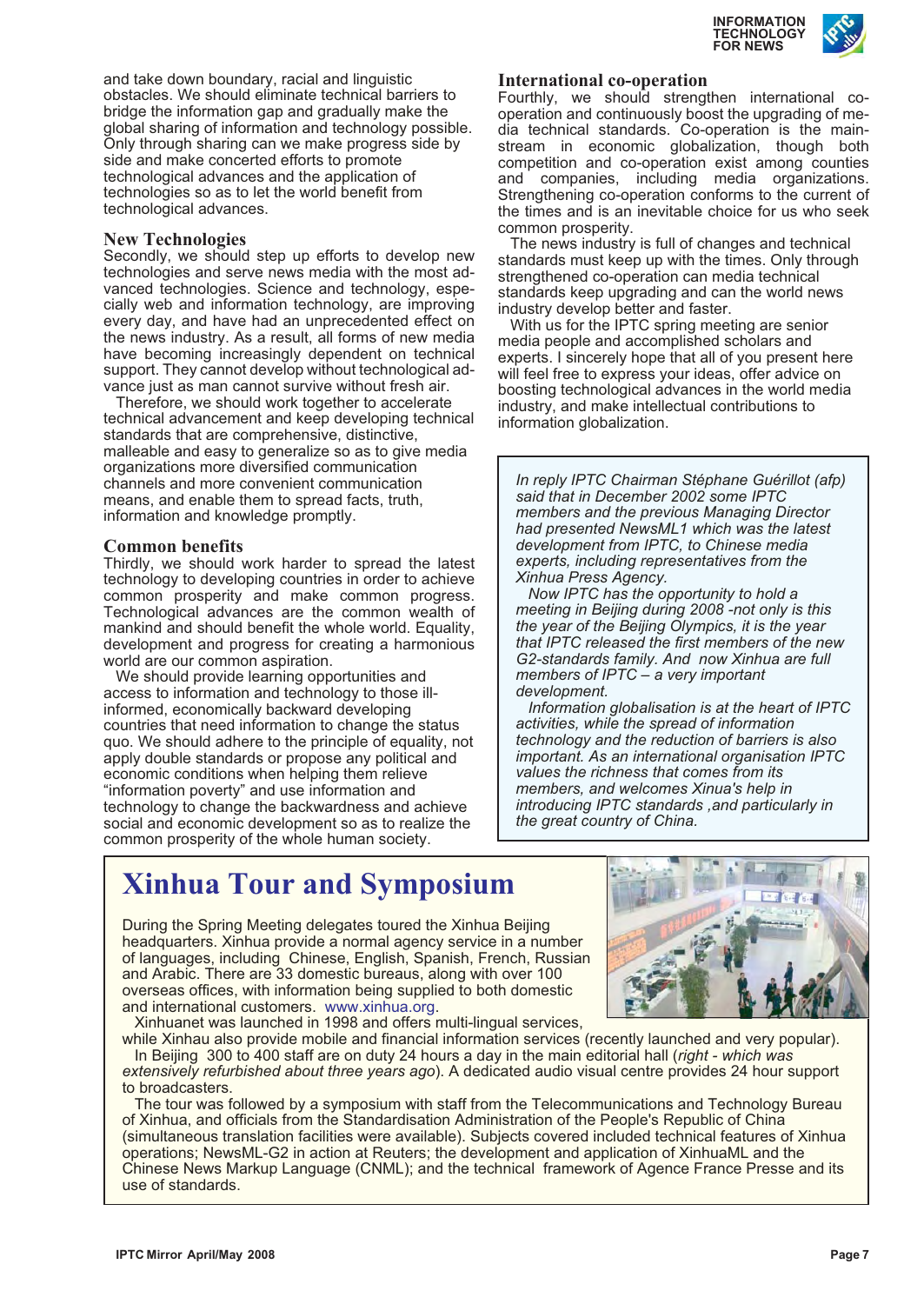and take down boundary, racial and linguistic obstacles. We should eliminate technical barriers to bridge the information gap and gradually make the global sharing of information and technology possible. Only through sharing can we make progress side by side and make concerted efforts to promote technological advances and the application of technologies so as to let the world benefit from technological advances.

### New Technologies

Secondly, we should step up efforts to develop new technologies and serve news media with the most advanced technologies. Science and technology, especially web and information technology, are improving every day, and have had an unprecedented effect on the news industry. As a result, all forms of new media have becoming increasingly dependent on technical support. They cannot develop without technological advance just as man cannot survive without fresh air.

Therefore, we should work together to accelerate technical advancement and keep developing technical standards that are comprehensive, distinctive, malleable and easy to generalize so as to give media organizations more diversified communication channels and more convenient communication means, and enable them to spread facts, truth, information and knowledge promptly.

### Common benefits

Thirdly, we should work harder to spread the latest technology to developing countries in order to achieve common prosperity and make common progress. Technological advances are the common wealth of mankind and should benefit the whole world. Equality, development and progress for creating a harmonious world are our common aspiration.

We should provide learning opportunities and access to information and technology to those ill-informed, economically backward developing countries that need information to change the status quo. We should adhere to the principle of equality, not apply double standards or propose any political and economic conditions when helping them relieve "information poverty" and use information and technology to change the backwardness and achieve social and economic development so as to realize the common prosperity of the whole human society.

### International co-operation

Fourthly, we should strengthen international co-operation and continuously boost the upgrading of media technical standards. Co-operation is the mainstream in economic globalization, though both competition and co-operation exist among counties and companies, including media organizations. Strengthening co-operation conforms to the current of the times and is an inevitable choice for us who seek common prosperity.

The news industry is full of changes and technical standards must keep up with the times. Only through strengthened co-operation can media technical standards keep upgrading and can the world news industry develop better and faster.

With us for the IPTC spring meeting are senior media people and accomplished scholars and experts. I sincerely hope that all of you present here will feel free to express your ideas, offer advice on boosting technological advances in the world media industry, and make intellectual contributions to information globalization.

*In reply IPTC Chairman Stéphane Guérillot (afp) said that in December 2002 some IPTC members and the previous Managing Director had presented NewsML1 which was the latest development from IPTC, to Chinese media experts, including representatives from the Xinhua Press Agency.*

*Now IPTC has the opportunity to hold a meeting in Beijing during 2008 -not only is this the year of the Beijing Olympics, it is the year that IPTC released the first members of the new G2-standards family. And now Xinhua are full members of IPTC – a very important development.*

*Information globalisation is at the heart of IPTC activities, while the spread of information technology and the reduction of barriers is also important. As an international organisation IPTC values the richness that comes from its members, and welcomes Xinua's help in introducing IPTC standards ,and particularly in the great country of China.*

## Xinhua Tour and Symposium

During the Spring Meeting delegates toured the Xinhua Beijing headquarters. Xinhua provide a normal agency service in a number of languages, including Chinese, English, Spanish, French, Russian and Arabic. There are 33 domestic bureaus, along with over 100 overseas offices, with information being supplied to both domestic and international customers. www.xinhua.org.

Xinhuanet was launched in 1998 and offers multi-lingual services, while Xinhau also provide mobile and financial information services (recently launched and very popular).

In Beijing 300 to 400 staff are on duty 24 hours a day in the main editorial hall (*right - which was extensively refurbished about three years ago*). A dedicated audio visual centre provides 24 hour support to broadcasters.

The tour was followed by a symposium with staff from the Telecommunications and Technology Bureau of Xinhua, and officials from the Standardisation Administration of the People's Republic of China (simultaneous translation facilities were available). Subjects covered included technical features of Xinhua operations; NewsML-G2 in action at Reuters; the development and application of XinhuaML and the Chinese News Markup Language (CNML); and the technical framework of Agence France Presse and its use of standards.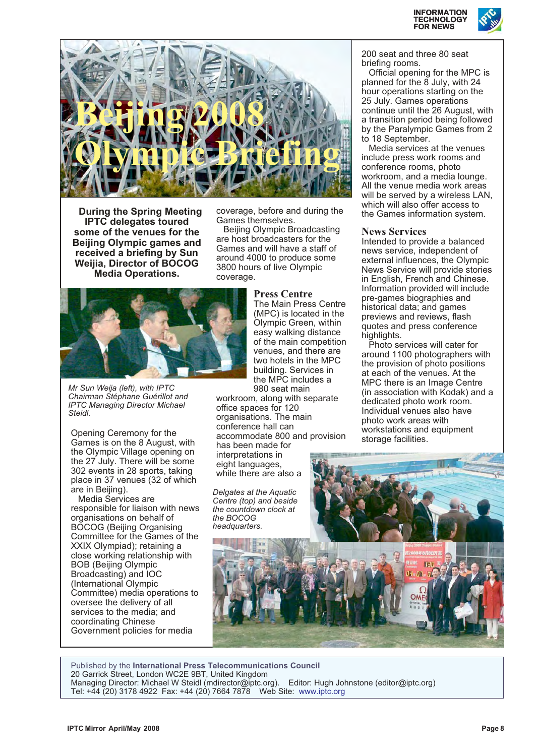# Beijing 2008 Olympic Briefing

**During the Spring Meeting IPTC delegates toured some of the venues for the Beijing Olympic games and received a briefing by Sun Weijia, Director of BOCOG Media Operations.**

*Mr Sun Weija (left), with IPTC Chairman Stéphane Guérillot and IPTC Managing Director Michael Steidl.*

Opening Ceremony for the Games is on the 8 August, with the Olympic Village opening on the 27 July. There will be some 302 events in 28 sports, taking place in 37 venues (32 of which are in Beijing).

Media Services are responsible for liaison with news organisations on behalf of BOCOG (Beijing Organising Committee for the Games of the XXIX Olympiad); retaining a close working relationship with BOB (Beijing Olympic Broadcasting) and IOC (International Olympic Committee) media operations to oversee the delivery of all services to the media; and coordinating Chinese Government policies for media coverage, before and during the Games themselves.

Beijing Olympic Broadcasting are host broadcasters for the Games and will have a staff of around 4000 to produce some 3800 hours of live Olympic coverage.

## Press Centre

The Main Press Centre (MPC) is located in the Olympic Green, within easy walking distance of the main competition venues, and there are two hotels in the MPC building. Services in the MPC includes a 980 seat main workroom, along with separate office spaces for 120 organisations. The main conference hall can accommodate 800 and provision has been made for interpretations in eight languages, while there are also a 200 seat and three 80 seat briefing rooms.

Official opening for the MPC is planned for the 8 July, with 24 hour operations starting on the 25 July. Games operations continue until the 26 August, with a transition period being followed by the Paralympic Games from 2 to 18 September.

Media services at the venues include press work rooms and conference rooms, photo workroom, and a media lounge. All the venue media work areas will be served by a wireless LAN, which will also offer access to the Games information system.

*Delgates at the Aquatic Centre (top) and beside the countdown clock at the BOCOG headquarters.*

## News Services

Intended to provide a balanced news service, independent of external influences, the Olympic News Service will provide stories in English, French and Chinese. Information provided will include pre-games biographies and historical data; and games previews and reviews, flash quotes and press conference highlights.

Photo services will cater for around 1100 photographers with the provision of photo positions at each of the venues. At the MPC there is an Image Centre (in association with Kodak) and a dedicated photo work room. Individual venues also have photo work areas with workstations and equipment storage facilities.

---

Published by the **International Press Telecommunications Council**
20 Garrick Street, London WC2E 9BT, United Kingdom
Managing Director: Michael W Steidl (mdirector@iptc.org). Editor: Hugh Johnstone (editor@iptc.org)
Tel: +44 (20) 3178 4922 Fax: +44 (20) 7664 7878 Web Site: www.iptc.org